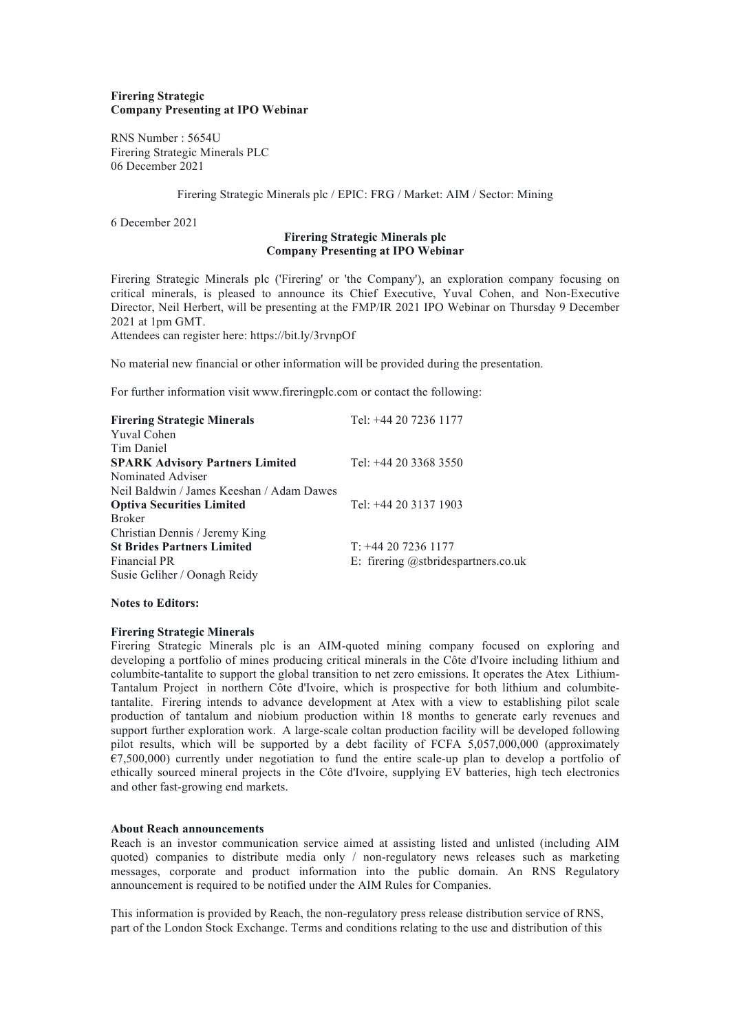**Firering Strategic**
**Company Presenting at IPO Webinar**

RNS Number : 5654U
Firering Strategic Minerals PLC
06 December 2021

Firering Strategic Minerals plc / EPIC: FRG / Market: AIM / Sector: Mining

6 December 2021

**Firering Strategic Minerals plc**
**Company Presenting at IPO Webinar**

Firering Strategic Minerals plc ('Firering' or 'the Company'), an exploration company focusing on critical minerals, is pleased to announce its Chief Executive, Yuval Cohen, and Non-Executive Director, Neil Herbert, will be presenting at the FMP/IR 2021 IPO Webinar on Thursday 9 December 2021 at 1pm GMT.
Attendees can register here: https://bit.ly/3rvnpOf

No material new financial or other information will be provided during the presentation.

For further information visit www.fireringplc.com or contact the following:

| | |
|---|---|
| **Firering Strategic Minerals** | Tel: +44 20 7236 1177 |
| Yuval Cohen | |
| Tim Daniel | |
| **SPARK Advisory Partners Limited** | Tel: +44 20 3368 3550 |
| Nominated Adviser | |
| Neil Baldwin / James Keeshan / Adam Dawes | |
| **Optiva Securities Limited** | Tel: +44 20 3137 1903 |
| Broker | |
| Christian Dennis / Jeremy King | |
| **St Brides Partners Limited** | T: +44 20 7236 1177 |
| Financial PR | E: firering @stbridespartners.co.uk |
| Susie Geliher / Oonagh Reidy | |

**Notes to Editors:**

**Firering Strategic Minerals**
Firering Strategic Minerals plc is an AIM-quoted mining company focused on exploring and developing a portfolio of mines producing critical minerals in the Côte d'Ivoire including lithium and columbite-tantalite to support the global transition to net zero emissions. It operates the Atex Lithium-Tantalum Project in northern Côte d'Ivoire, which is prospective for both lithium and columbite-tantalite. Firering intends to advance development at Atex with a view to establishing pilot scale production of tantalum and niobium production within 18 months to generate early revenues and support further exploration work. A large-scale coltan production facility will be developed following pilot results, which will be supported by a debt facility of FCFA 5,057,000,000 (approximately €7,500,000) currently under negotiation to fund the entire scale-up plan to develop a portfolio of ethically sourced mineral projects in the Côte d'Ivoire, supplying EV batteries, high tech electronics and other fast-growing end markets.

**About Reach announcements**
Reach is an investor communication service aimed at assisting listed and unlisted (including AIM quoted) companies to distribute media only / non-regulatory news releases such as marketing messages, corporate and product information into the public domain. An RNS Regulatory announcement is required to be notified under the AIM Rules for Companies.

This information is provided by Reach, the non-regulatory press release distribution service of RNS, part of the London Stock Exchange. Terms and conditions relating to the use and distribution of this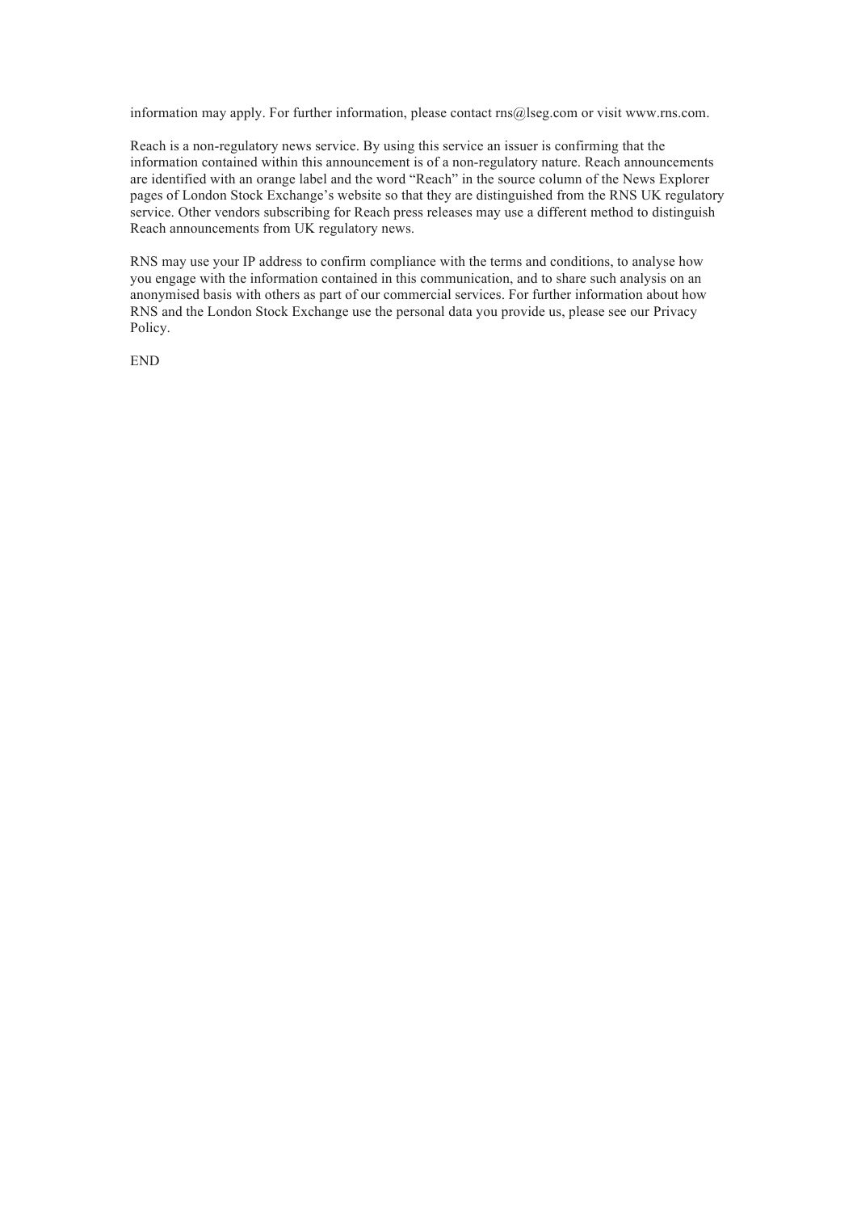information may apply. For further information, please contact rns@lseg.com or visit www.rns.com.

Reach is a non-regulatory news service. By using this service an issuer is confirming that the information contained within this announcement is of a non-regulatory nature. Reach announcements are identified with an orange label and the word “Reach” in the source column of the News Explorer pages of London Stock Exchange’s website so that they are distinguished from the RNS UK regulatory service. Other vendors subscribing for Reach press releases may use a different method to distinguish Reach announcements from UK regulatory news.

RNS may use your IP address to confirm compliance with the terms and conditions, to analyse how you engage with the information contained in this communication, and to share such analysis on an anonymised basis with others as part of our commercial services. For further information about how RNS and the London Stock Exchange use the personal data you provide us, please see our Privacy Policy.

END